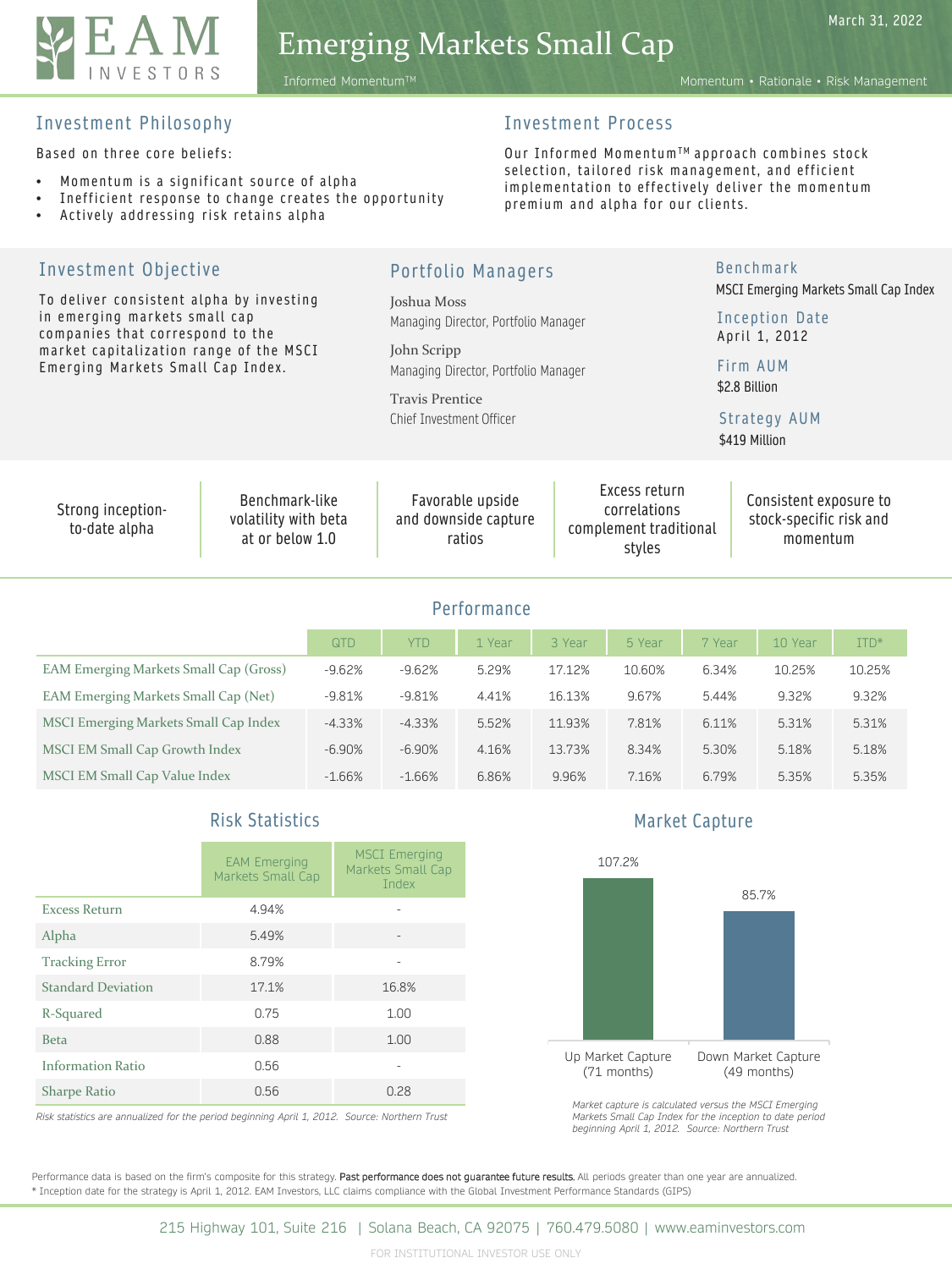# EAM INVESTORS

# Emerging Markets Small Cap

March 31, 2022

Informed Momentum™

Momentum • Rationale • Risk Management

## Investment Philosophy

Based on three core beliefs:

- Momentum is a significant source of alpha
- Inefficient response to change creates the opportunity
- Actively addressing risk retains alpha

## Investment Process

Our Informed Momentum™ approach combines stock selection, tailored risk management, and efficient implementation to effectively deliver the momentum premium and alpha for our clients.

## Investment Objective

To deliver consistent alpha by investing in emerging markets small cap companies that correspond to the market capitalization range of the MSCI Emerging Markets Small Cap Index.

## Portfolio Managers

Joshua Moss
Managing Director, Portfolio Manager

John Scripp
Managing Director, Portfolio Manager

Travis Prentice
Chief Investment Officer

## Benchmark

MSCI Emerging Markets Small Cap Index

## Inception Date

April 1, 2012

## Firm AUM

$2.8 Billion

## Strategy AUM

$419 Million

- Strong inception-to-date alpha
- Benchmark-like volatility with beta at or below 1.0
- Favorable upside and downside capture ratios
- Excess return correlations complement traditional styles
- Consistent exposure to stock-specific risk and momentum

## Performance

| | QTD | YTD | 1 Year | 3 Year | 5 Year | 7 Year | 10 Year | ITD* |
|---|---|---|---|---|---|---|---|---|
| EAM Emerging Markets Small Cap (Gross) | -9.62% | -9.62% | 5.29% | 17.12% | 10.60% | 6.34% | 10.25% | 10.25% |
| EAM Emerging Markets Small Cap (Net) | -9.81% | -9.81% | 4.41% | 16.13% | 9.67% | 5.44% | 9.32% | 9.32% |
| MSCI Emerging Markets Small Cap Index | -4.33% | -4.33% | 5.52% | 11.93% | 7.81% | 6.11% | 5.31% | 5.31% |
| MSCI EM Small Cap Growth Index | -6.90% | -6.90% | 4.16% | 13.73% | 8.34% | 5.30% | 5.18% | 5.18% |
| MSCI EM Small Cap Value Index | -1.66% | -1.66% | 6.86% | 9.96% | 7.16% | 6.79% | 5.35% | 5.35% |

## Risk Statistics

| | EAM Emerging Markets Small Cap | MSCI Emerging Markets Small Cap Index |
|---|---|---|
| Excess Return | 4.94% | - |
| Alpha | 5.49% | - |
| Tracking Error | 8.79% | - |
| Standard Deviation | 17.1% | 16.8% |
| R-Squared | 0.75 | 1.00 |
| Beta | 0.88 | 1.00 |
| Information Ratio | 0.56 | - |
| Sharpe Ratio | 0.56 | 0.28 |

*Risk statistics are annualized for the period beginning April 1, 2012. Source: Northern Trust*

## Market Capture

| | Market Capture |
|---|---|
| Up Market Capture (71 months) | 107.2% |
| Down Market Capture (49 months) | 85.7% |

*Market capture is calculated versus the MSCI Emerging Markets Small Cap Index for the inception to date period beginning April 1, 2012. Source: Northern Trust*

Performance data is based on the firm's composite for this strategy. Past performance does not guarantee future results. All periods greater than one year are annualized.
* Inception date for the strategy is April 1, 2012. EAM Investors, LLC claims compliance with the Global Investment Performance Standards (GIPS)

215 Highway 101, Suite 216 | Solana Beach, CA 92075 | 760.479.5080 | www.eaminvestors.com

FOR INSTITUTIONAL INVESTOR USE ONLY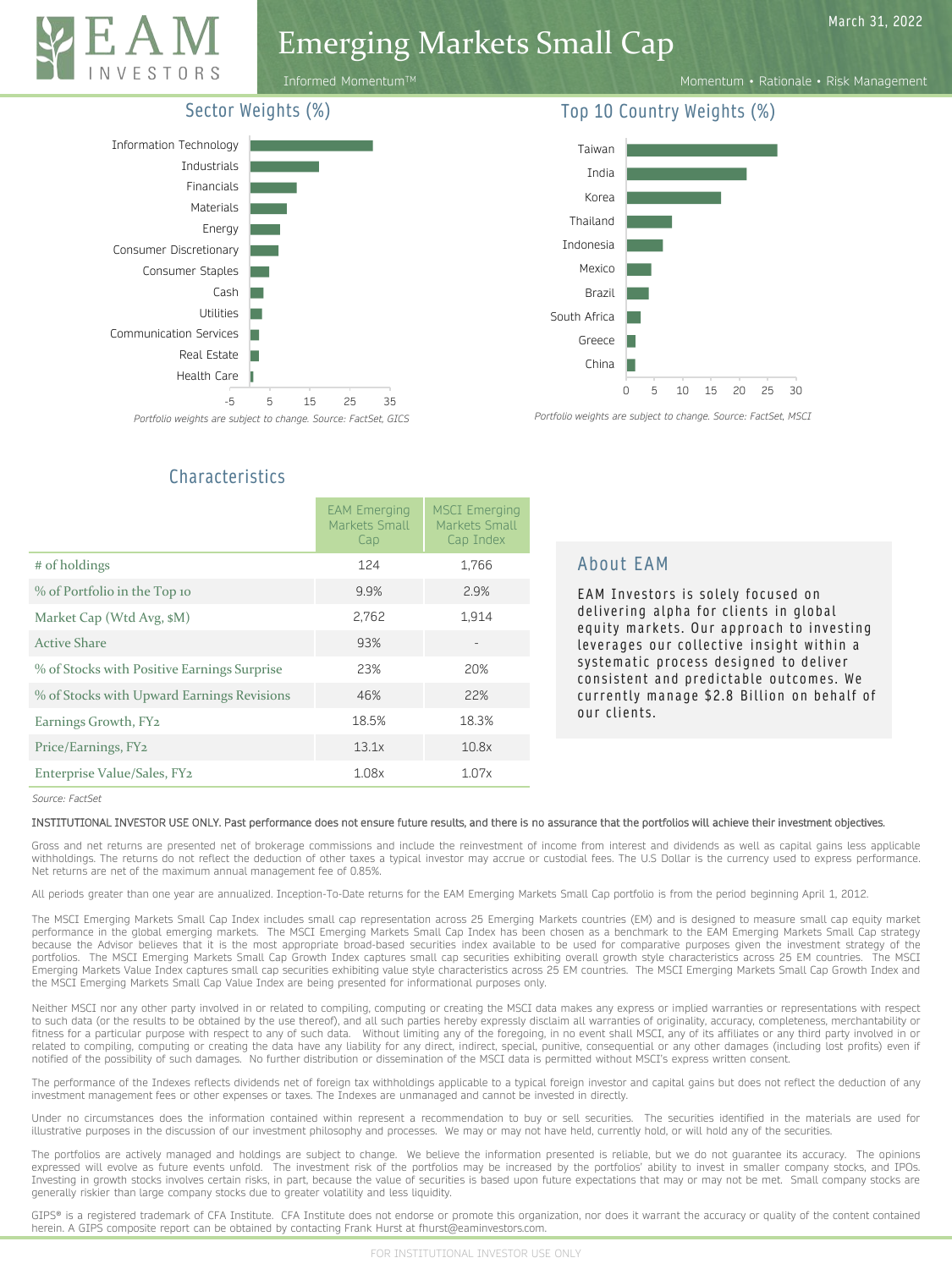# EAM INVESTORS

# Emerging Markets Small Cap

March 31, 2022

Informed Momentum™

Momentum • Rationale • Risk Management

## Sector Weights (%)

Information Technology
Industrials
Financials
Materials
Energy
Consumer Discretionary
Consumer Staples
Cash
Utilities
Communication Services
Real Estate
Health Care

-5 5 15 25 35

*Portfolio weights are subject to change. Source: FactSet, GICS*

## Top 10 Country Weights (%)

Taiwan
India
Korea
Thailand
Indonesia
Mexico
Brazil
South Africa
Greece
China

0 5 10 15 20 25 30

*Portfolio weights are subject to change. Source: FactSet, MSCI*

## Characteristics

| | EAM Emerging Markets Small Cap | MSCI Emerging Markets Small Cap Index |
|---|---|---|
| # of holdings | 124 | 1,766 |
| % of Portfolio in the Top 10 | 9.9% | 2.9% |
| Market Cap (Wtd Avg, $M) | 2,762 | 1,914 |
| Active Share | 93% | - |
| % of Stocks with Positive Earnings Surprise | 23% | 20% |
| % of Stocks with Upward Earnings Revisions | 46% | 22% |
| Earnings Growth, FY2 | 18.5% | 18.3% |
| Price/Earnings, FY2 | 13.1x | 10.8x |
| Enterprise Value/Sales, FY2 | 1.08x | 1.07x |

*Source: FactSet*

## About EAM

EAM Investors is solely focused on delivering alpha for clients in global equity markets. Our approach to investing leverages our collective insight within a systematic process designed to deliver consistent and predictable outcomes. We currently manage $2.8 Billion on behalf of our clients.

INSTITUTIONAL INVESTOR USE ONLY. Past performance does not ensure future results, and there is no assurance that the portfolios will achieve their investment objectives.

Gross and net returns are presented net of brokerage commissions and include the reinvestment of income from interest and dividends as well as capital gains less applicable withholdings. The returns do not reflect the deduction of other taxes a typical investor may accrue or custodial fees. The U.S Dollar is the currency used to express performance. Net returns are net of the maximum annual management fee of 0.85%.

All periods greater than one year are annualized. Inception-To-Date returns for the EAM Emerging Markets Small Cap portfolio is from the period beginning April 1, 2012.

The MSCI Emerging Markets Small Cap Index includes small cap representation across 25 Emerging Markets countries (EM) and is designed to measure small cap equity market performance in the global emerging markets. The MSCI Emerging Markets Small Cap Index has been chosen as a benchmark to the EAM Emerging Markets Small Cap strategy because the Advisor believes that it is the most appropriate broad-based securities index available to be used for comparative purposes given the investment strategy of the portfolios. The MSCI Emerging Markets Small Cap Growth Index captures small cap securities exhibiting overall growth style characteristics across 25 EM countries. The MSCI Emerging Markets Value Index captures small cap securities exhibiting value style characteristics across 25 EM countries. The MSCI Emerging Markets Small Cap Growth Index and the MSCI Emerging Markets Small Cap Value Index are being presented for informational purposes only.

Neither MSCI nor any other party involved in or related to compiling, computing or creating the MSCI data makes any express or implied warranties or representations with respect to such data (or the results to be obtained by the use thereof), and all such parties hereby expressly disclaim all warranties of originality, accuracy, completeness, merchantability or fitness for a particular purpose with respect to any of such data. Without limiting any of the foregoing, in no event shall MSCI, any of its affiliates or any third party involved in or related to compiling, computing or creating the data have any liability for any direct, indirect, special, punitive, consequential or any other damages (including lost profits) even if notified of the possibility of such damages. No further distribution or dissemination of the MSCI data is permitted without MSCI's express written consent.

The performance of the Indexes reflects dividends net of foreign tax withholdings applicable to a typical foreign investor and capital gains but does not reflect the deduction of any investment management fees or other expenses or taxes. The Indexes are unmanaged and cannot be invested in directly.

Under no circumstances does the information contained within represent a recommendation to buy or sell securities. The securities identified in the materials are used for illustrative purposes in the discussion of our investment philosophy and processes. We may or may not have held, currently hold, or will hold any of the securities.

The portfolios are actively managed and holdings are subject to change. We believe the information presented is reliable, but we do not guarantee its accuracy. The opinions expressed will evolve as future events unfold. The investment risk of the portfolios may be increased by the portfolios' ability to invest in smaller company stocks, and IPOs. Investing in growth stocks involves certain risks, in part, because the value of securities is based upon future expectations that may or may not be met. Small company stocks are generally riskier than large company stocks due to greater volatility and less liquidity.

GIPS® is a registered trademark of CFA Institute. CFA Institute does not endorse or promote this organization, nor does it warrant the accuracy or quality of the content contained herein. A GIPS composite report can be obtained by contacting Frank Hurst at fhurst@eaminvestors.com.